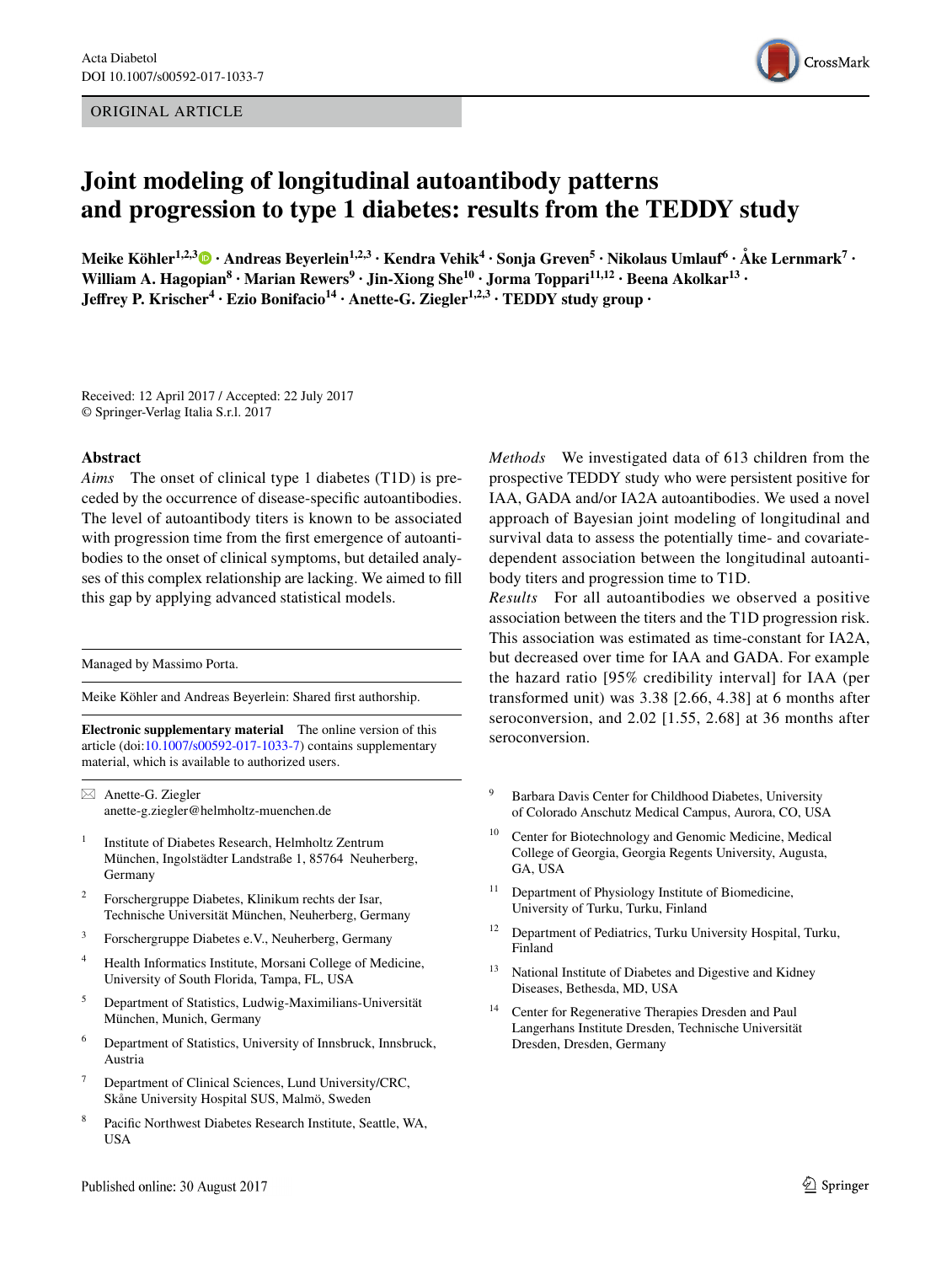ORIGINAL ARTICLE

# Joint modeling of longitudinal autoantibody patterns and progression to type 1 diabetes: results from the TEDDY study

**Meike Köhler[1,2,3] · Andreas Beyerlein[1,2,3] · Kendra Vehik[4] · Sonja Greven[5] · Nikolaus Umlauf[6] · Åke Lernmark[7] · William A. Hagopian[8] · Marian Rewers[9] · Jin-Xiong She[10] · Jorma Toppari[11,12] · Beena Akolkar[13] · Jeffrey P. Krischer[4] · Ezio Bonifacio[14] · Anette-G. Ziegler[1,2,3] · TEDDY study group ·**

Received: 12 April 2017 / Accepted: 22 July 2017
© Springer-Verlag Italia S.r.l. 2017

## Abstract

*Aims* The onset of clinical type 1 diabetes (T1D) is preceded by the occurrence of disease-specific autoantibodies. The level of autoantibody titers is known to be associated with progression time from the first emergence of autoantibodies to the onset of clinical symptoms, but detailed analyses of this complex relationship are lacking. We aimed to fill this gap by applying advanced statistical models.

*Methods* We investigated data of 613 children from the prospective TEDDY study who were persistent positive for IAA, GADA and/or IA2A autoantibodies. We used a novel approach of Bayesian joint modeling of longitudinal and survival data to assess the potentially time- and covariate-dependent association between the longitudinal autoantibody titers and progression time to T1D.

*Results* For all autoantibodies we observed a positive association between the titers and the T1D progression risk. This association was estimated as time-constant for IA2A, but decreased over time for IAA and GADA. For example the hazard ratio [95% credibility interval] for IAA (per transformed unit) was 3.38 [2.66, 4.38] at 6 months after seroconversion, and 2.02 [1.55, 2.68] at 36 months after seroconversion.

Managed by Massimo Porta.

Meike Köhler and Andreas Beyerlein: Shared first authorship.

**Electronic supplementary material** The online version of this article (doi:10.1007/s00592-017-1033-7) contains supplementary material, which is available to authorized users.

✉ Anette-G. Ziegler
anette-g.ziegler@helmholtz-muenchen.de

1 Institute of Diabetes Research, Helmholtz Zentrum München, Ingolstädter Landstraße 1, 85764 Neuherberg, Germany

2 Forschergruppe Diabetes, Klinikum rechts der Isar, Technische Universität München, Neuherberg, Germany

3 Forschergruppe Diabetes e.V., Neuherberg, Germany

4 Health Informatics Institute, Morsani College of Medicine, University of South Florida, Tampa, FL, USA

5 Department of Statistics, Ludwig-Maximilians-Universität München, Munich, Germany

6 Department of Statistics, University of Innsbruck, Innsbruck, Austria

7 Department of Clinical Sciences, Lund University/CRC, Skåne University Hospital SUS, Malmö, Sweden

8 Pacific Northwest Diabetes Research Institute, Seattle, WA, USA

9 Barbara Davis Center for Childhood Diabetes, University of Colorado Anschutz Medical Campus, Aurora, CO, USA

10 Center for Biotechnology and Genomic Medicine, Medical College of Georgia, Georgia Regents University, Augusta, GA, USA

11 Department of Physiology Institute of Biomedicine, University of Turku, Turku, Finland

12 Department of Pediatrics, Turku University Hospital, Turku, Finland

13 National Institute of Diabetes and Digestive and Kidney Diseases, Bethesda, MD, USA

14 Center for Regenerative Therapies Dresden and Paul Langerhans Institute Dresden, Technische Universität Dresden, Dresden, Germany

Published online: 30 August 2017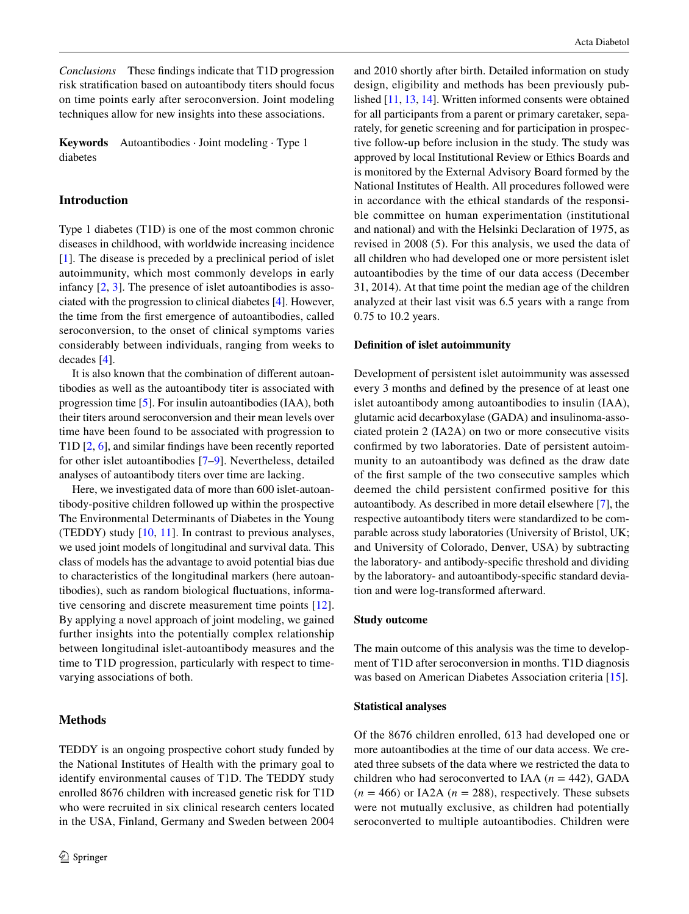*Conclusions* These findings indicate that T1D progression risk stratification based on autoantibody titers should focus on time points early after seroconversion. Joint modeling techniques allow for new insights into these associations.

**Keywords** Autoantibodies · Joint modeling · Type 1 diabetes

## Introduction

Type 1 diabetes (T1D) is one of the most common chronic diseases in childhood, with worldwide increasing incidence [1]. The disease is preceded by a preclinical period of islet autoimmunity, which most commonly develops in early infancy [2, 3]. The presence of islet autoantibodies is associated with the progression to clinical diabetes [4]. However, the time from the first emergence of autoantibodies, called seroconversion, to the onset of clinical symptoms varies considerably between individuals, ranging from weeks to decades [4].

It is also known that the combination of different autoantibodies as well as the autoantibody titer is associated with progression time [5]. For insulin autoantibodies (IAA), both their titers around seroconversion and their mean levels over time have been found to be associated with progression to T1D [2, 6], and similar findings have been recently reported for other islet autoantibodies [7–9]. Nevertheless, detailed analyses of autoantibody titers over time are lacking.

Here, we investigated data of more than 600 islet-autoantibody-positive children followed up within the prospective The Environmental Determinants of Diabetes in the Young (TEDDY) study [10, 11]. In contrast to previous analyses, we used joint models of longitudinal and survival data. This class of models has the advantage to avoid potential bias due to characteristics of the longitudinal markers (here autoantibodies), such as random biological fluctuations, informative censoring and discrete measurement time points [12]. By applying a novel approach of joint modeling, we gained further insights into the potentially complex relationship between longitudinal islet-autoantibody measures and the time to T1D progression, particularly with respect to time-varying associations of both.

## Methods

TEDDY is an ongoing prospective cohort study funded by the National Institutes of Health with the primary goal to identify environmental causes of T1D. The TEDDY study enrolled 8676 children with increased genetic risk for T1D who were recruited in six clinical research centers located in the USA, Finland, Germany and Sweden between 2004 and 2010 shortly after birth. Detailed information on study design, eligibility and methods has been previously published [11, 13, 14]. Written informed consents were obtained for all participants from a parent or primary caretaker, separately, for genetic screening and for participation in prospective follow-up before inclusion in the study. The study was approved by local Institutional Review or Ethics Boards and is monitored by the External Advisory Board formed by the National Institutes of Health. All procedures followed were in accordance with the ethical standards of the responsible committee on human experimentation (institutional and national) and with the Helsinki Declaration of 1975, as revised in 2008 (5). For this analysis, we used the data of all children who had developed one or more persistent islet autoantibodies by the time of our data access (December 31, 2014). At that time point the median age of the children analyzed at their last visit was 6.5 years with a range from 0.75 to 10.2 years.

### Definition of islet autoimmunity

Development of persistent islet autoimmunity was assessed every 3 months and defined by the presence of at least one islet autoantibody among autoantibodies to insulin (IAA), glutamic acid decarboxylase (GADA) and insulinoma-associated protein 2 (IA2A) on two or more consecutive visits confirmed by two laboratories. Date of persistent autoimmunity to an autoantibody was defined as the draw date of the first sample of the two consecutive samples which deemed the child persistent confirmed positive for this autoantibody. As described in more detail elsewhere [7], the respective autoantibody titers were standardized to be comparable across study laboratories (University of Bristol, UK; and University of Colorado, Denver, USA) by subtracting the laboratory- and antibody-specific threshold and dividing by the laboratory- and autoantibody-specific standard deviation and were log-transformed afterward.

### Study outcome

The main outcome of this analysis was the time to development of T1D after seroconversion in months. T1D diagnosis was based on American Diabetes Association criteria [15].

### Statistical analyses

Of the 8676 children enrolled, 613 had developed one or more autoantibodies at the time of our data access. We created three subsets of the data where we restricted the data to children who had seroconverted to IAA ($n = 442$), GADA ($n = 466$) or IA2A ($n = 288$), respectively. These subsets were not mutually exclusive, as children had potentially seroconverted to multiple autoantibodies. Children were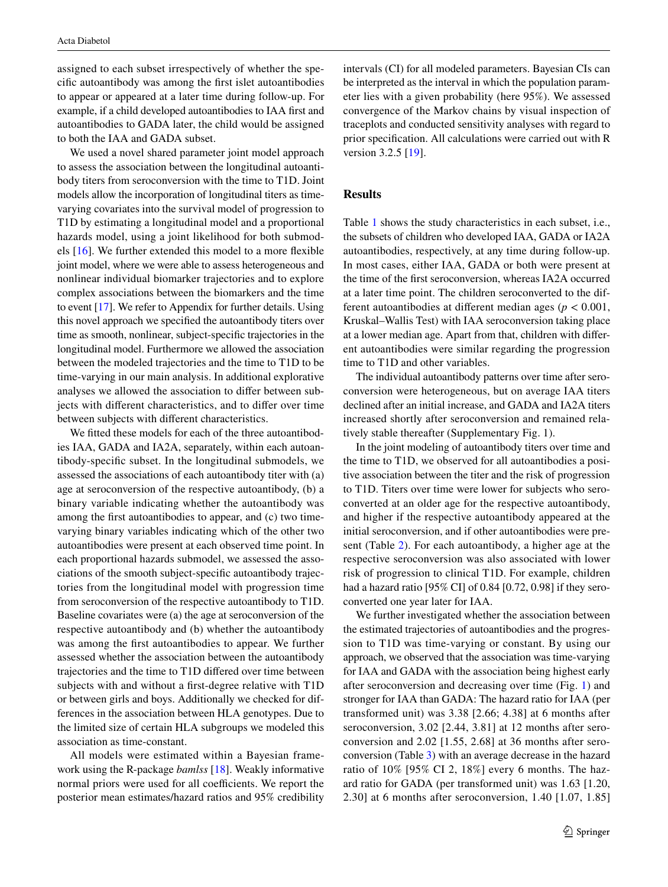assigned to each subset irrespectively of whether the specific autoantibody was among the first islet autoantibodies to appear or appeared at a later time during follow-up. For example, if a child developed autoantibodies to IAA first and autoantibodies to GADA later, the child would be assigned to both the IAA and GADA subset.

We used a novel shared parameter joint model approach to assess the association between the longitudinal autoantibody titers from seroconversion with the time to T1D. Joint models allow the incorporation of longitudinal titers as time-varying covariates into the survival model of progression to T1D by estimating a longitudinal model and a proportional hazards model, using a joint likelihood for both submodels [16]. We further extended this model to a more flexible joint model, where we were able to assess heterogeneous and nonlinear individual biomarker trajectories and to explore complex associations between the biomarkers and the time to event [17]. We refer to Appendix for further details. Using this novel approach we specified the autoantibody titers over time as smooth, nonlinear, subject-specific trajectories in the longitudinal model. Furthermore we allowed the association between the modeled trajectories and the time to T1D to be time-varying in our main analysis. In additional explorative analyses we allowed the association to differ between subjects with different characteristics, and to differ over time between subjects with different characteristics.

We fitted these models for each of the three autoantibodies IAA, GADA and IA2A, separately, within each autoantibody-specific subset. In the longitudinal submodels, we assessed the associations of each autoantibody titer with (a) age at seroconversion of the respective autoantibody, (b) a binary variable indicating whether the autoantibody was among the first autoantibodies to appear, and (c) two time-varying binary variables indicating which of the other two autoantibodies were present at each observed time point. In each proportional hazards submodel, we assessed the associations of the smooth subject-specific autoantibody trajectories from the longitudinal model with progression time from seroconversion of the respective autoantibody to T1D. Baseline covariates were (a) the age at seroconversion of the respective autoantibody and (b) whether the autoantibody was among the first autoantibodies to appear. We further assessed whether the association between the autoantibody trajectories and the time to T1D differed over time between subjects with and without a first-degree relative with T1D or between girls and boys. Additionally we checked for differences in the association between HLA genotypes. Due to the limited size of certain HLA subgroups we modeled this association as time-constant.

All models were estimated within a Bayesian framework using the R-package *bamlss* [18]. Weakly informative normal priors were used for all coefficients. We report the posterior mean estimates/hazard ratios and 95% credibility intervals (CI) for all modeled parameters. Bayesian CIs can be interpreted as the interval in which the population parameter lies with a given probability (here 95%). We assessed convergence of the Markov chains by visual inspection of traceplots and conducted sensitivity analyses with regard to prior specification. All calculations were carried out with R version 3.2.5 [19].

## Results

Table 1 shows the study characteristics in each subset, i.e., the subsets of children who developed IAA, GADA or IA2A autoantibodies, respectively, at any time during follow-up. In most cases, either IAA, GADA or both were present at the time of the first seroconversion, whereas IA2A occurred at a later time point. The children seroconverted to the different autoantibodies at different median ages ($p < 0.001$, Kruskal–Wallis Test) with IAA seroconversion taking place at a lower median age. Apart from that, children with different autoantibodies were similar regarding the progression time to T1D and other variables.

The individual autoantibody patterns over time after seroconversion were heterogeneous, but on average IAA titers declined after an initial increase, and GADA and IA2A titers increased shortly after seroconversion and remained relatively stable thereafter (Supplementary Fig. 1).

In the joint modeling of autoantibody titers over time and the time to T1D, we observed for all autoantibodies a positive association between the titer and the risk of progression to T1D. Titers over time were lower for subjects who seroconverted at an older age for the respective autoantibody, and higher if the respective autoantibody appeared at the initial seroconversion, and if other autoantibodies were present (Table 2). For each autoantibody, a higher age at the respective seroconversion was also associated with lower risk of progression to clinical T1D. For example, children had a hazard ratio [95% CI] of 0.84 [0.72, 0.98] if they seroconverted one year later for IAA.

We further investigated whether the association between the estimated trajectories of autoantibodies and the progression to T1D was time-varying or constant. By using our approach, we observed that the association was time-varying for IAA and GADA with the association being highest early after seroconversion and decreasing over time (Fig. 1) and stronger for IAA than GADA: The hazard ratio for IAA (per transformed unit) was 3.38 [2.66; 4.38] at 6 months after seroconversion, 3.02 [2.44, 3.81] at 12 months after seroconversion and 2.02 [1.55, 2.68] at 36 months after seroconversion (Table 3) with an average decrease in the hazard ratio of 10% [95% CI 2, 18%] every 6 months. The hazard ratio for GADA (per transformed unit) was 1.63 [1.20, 2.30] at 6 months after seroconversion, 1.40 [1.07, 1.85]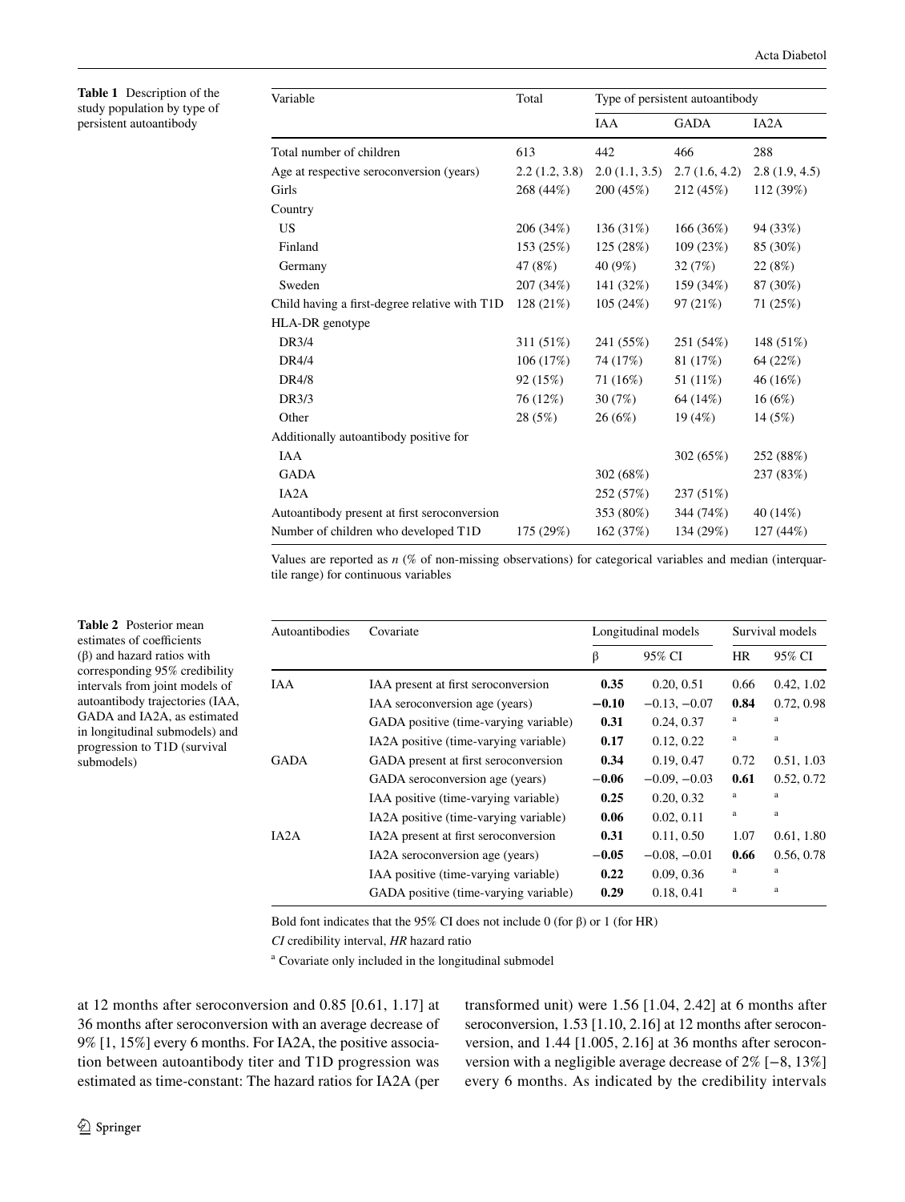**Table 1** Description of the study population by type of persistent autoantibody

| Variable | Total | Type of persistent autoantibody | | |
|---|---|---|---|---|
| | | IAA | GADA | IA2A |
| Total number of children | 613 | 442 | 466 | 288 |
| Age at respective seroconversion (years) | 2.2 (1.2, 3.8) | 2.0 (1.1, 3.5) | 2.7 (1.6, 4.2) | 2.8 (1.9, 4.5) |
| Girls | 268 (44%) | 200 (45%) | 212 (45%) | 112 (39%) |
| Country | | | | |
| US | 206 (34%) | 136 (31%) | 166 (36%) | 94 (33%) |
| Finland | 153 (25%) | 125 (28%) | 109 (23%) | 85 (30%) |
| Germany | 47 (8%) | 40 (9%) | 32 (7%) | 22 (8%) |
| Sweden | 207 (34%) | 141 (32%) | 159 (34%) | 87 (30%) |
| Child having a first-degree relative with T1D | 128 (21%) | 105 (24%) | 97 (21%) | 71 (25%) |
| HLA-DR genotype | | | | |
| DR3/4 | 311 (51%) | 241 (55%) | 251 (54%) | 148 (51%) |
| DR4/4 | 106 (17%) | 74 (17%) | 81 (17%) | 64 (22%) |
| DR4/8 | 92 (15%) | 71 (16%) | 51 (11%) | 46 (16%) |
| DR3/3 | 76 (12%) | 30 (7%) | 64 (14%) | 16 (6%) |
| Other | 28 (5%) | 26 (6%) | 19 (4%) | 14 (5%) |
| Additionally autoantibody positive for | | | | |
| IAA | | | 302 (65%) | 252 (88%) |
| GADA | | 302 (68%) | | 237 (83%) |
| IA2A | | 252 (57%) | 237 (51%) | |
| Autoantibody present at first seroconversion | | 353 (80%) | 344 (74%) | 40 (14%) |
| Number of children who developed T1D | 175 (29%) | 162 (37%) | 134 (29%) | 127 (44%) |

Values are reported as *n* (% of non-missing observations) for categorical variables and median (interquartile range) for continuous variables

**Table 2** Posterior mean estimates of coefficients (β) and hazard ratios with corresponding 95% credibility intervals from joint models of autoantibody trajectories (IAA, GADA and IA2A, as estimated in longitudinal submodels) and progression to T1D (survival submodels)

| Autoantibodies | Covariate | Longitudinal models | | Survival models | |
|---|---|---|---|---|---|
| | | β | 95% CI | HR | 95% CI |
| IAA | IAA present at first seroconversion | **0.35** | 0.20, 0.51 | 0.66 | 0.42, 1.02 |
| | IAA seroconversion age (years) | **−0.10** | −0.13, −0.07 | **0.84** | 0.72, 0.98 |
| | GADA positive (time-varying variable) | **0.31** | 0.24, 0.37 | [a] | [a] |
| | IA2A positive (time-varying variable) | **0.17** | 0.12, 0.22 | [a] | [a] |
| GADA | GADA present at first seroconversion | **0.34** | 0.19, 0.47 | 0.72 | 0.51, 1.03 |
| | GADA seroconversion age (years) | **−0.06** | −0.09, −0.03 | **0.61** | 0.52, 0.72 |
| | IAA positive (time-varying variable) | **0.25** | 0.20, 0.32 | [a] | [a] |
| | IA2A positive (time-varying variable) | **0.06** | 0.02, 0.11 | [a] | [a] |
| IA2A | IA2A present at first seroconversion | **0.31** | 0.11, 0.50 | 1.07 | 0.61, 1.80 |
| | IA2A seroconversion age (years) | **−0.05** | −0.08, −0.01 | **0.66** | 0.56, 0.78 |
| | IAA positive (time-varying variable) | **0.22** | 0.09, 0.36 | [a] | [a] |
| | GADA positive (time-varying variable) | **0.29** | 0.18, 0.41 | [a] | [a] |

Bold font indicates that the 95% CI does not include 0 (for β) or 1 (for HR)

*CI* credibility interval, *HR* hazard ratio

[a] Covariate only included in the longitudinal submodel

at 12 months after seroconversion and 0.85 [0.61, 1.17] at 36 months after seroconversion with an average decrease of 9% [1, 15%] every 6 months. For IA2A, the positive association between autoantibody titer and T1D progression was estimated as time-constant: The hazard ratios for IA2A (per transformed unit) were 1.56 [1.04, 2.42] at 6 months after seroconversion, 1.53 [1.10, 2.16] at 12 months after seroconversion, and 1.44 [1.005, 2.16] at 36 months after seroconversion with a negligible average decrease of 2% [−8, 13%] every 6 months. As indicated by the credibility intervals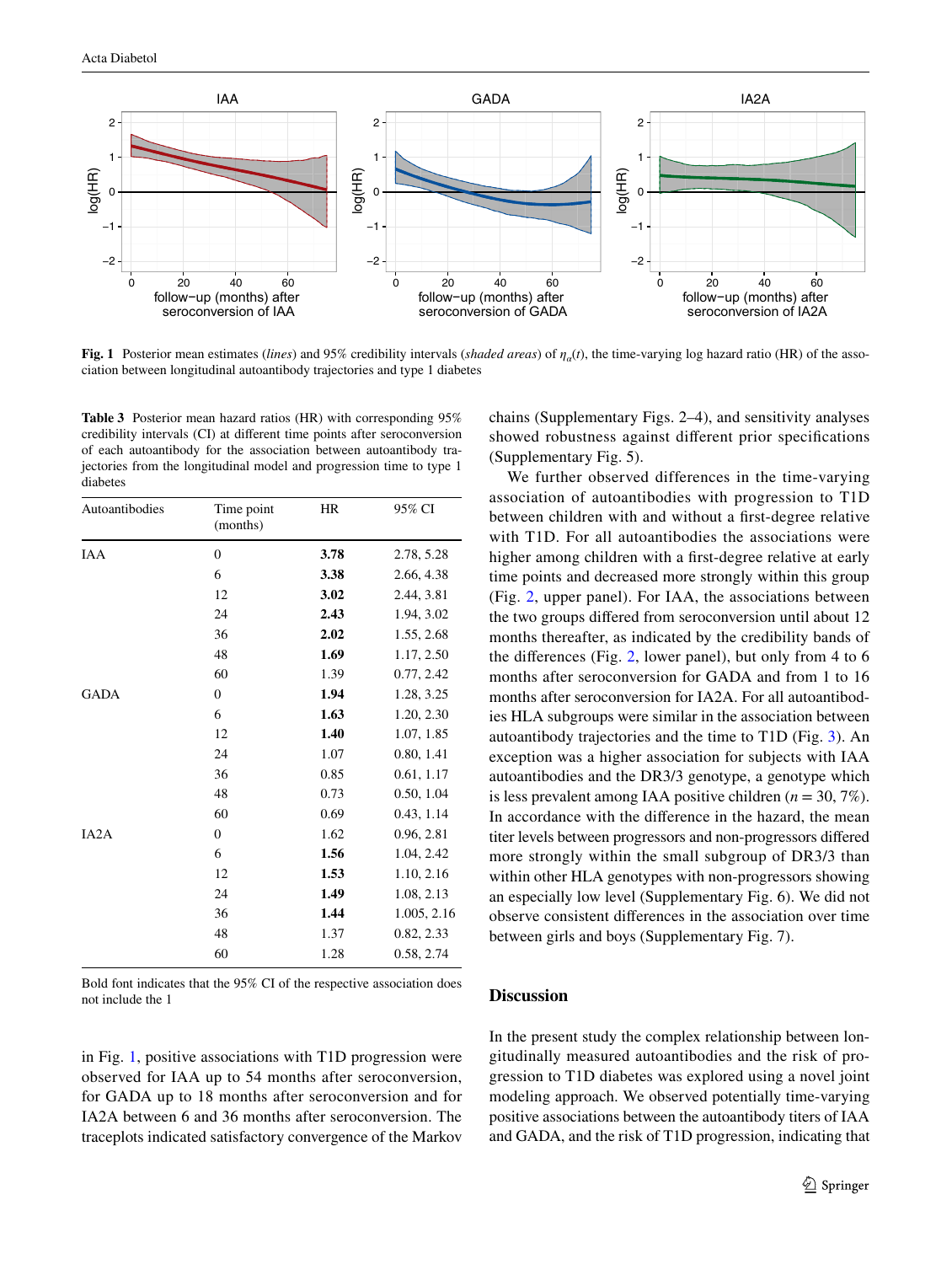Fig. 1 Posterior mean estimates (*lines*) and 95% credibility intervals (*shaded areas*) of $\eta_\alpha(t)$, the time-varying log hazard ratio (HR) of the association between longitudinal autoantibody trajectories and type 1 diabetes

**Table 3** Posterior mean hazard ratios (HR) with corresponding 95% credibility intervals (CI) at different time points after seroconversion of each autoantibody for the association between autoantibody trajectories from the longitudinal model and progression time to type 1 diabetes

| Autoantibodies | Time point (months) | HR | 95% CI |
|---|---|---|---|
| IAA | 0 | **3.78** | 2.78, 5.28 |
| | 6 | **3.38** | 2.66, 4.38 |
| | 12 | **3.02** | 2.44, 3.81 |
| | 24 | **2.43** | 1.94, 3.02 |
| | 36 | **2.02** | 1.55, 2.68 |
| | 48 | **1.69** | 1.17, 2.50 |
| | 60 | 1.39 | 0.77, 2.42 |
| GADA | 0 | **1.94** | 1.28, 3.25 |
| | 6 | **1.63** | 1.20, 2.30 |
| | 12 | **1.40** | 1.07, 1.85 |
| | 24 | 1.07 | 0.80, 1.41 |
| | 36 | 0.85 | 0.61, 1.17 |
| | 48 | 0.73 | 0.50, 1.04 |
| | 60 | 0.69 | 0.43, 1.14 |
| IA2A | 0 | 1.62 | 0.96, 2.81 |
| | 6 | **1.56** | 1.04, 2.42 |
| | 12 | **1.53** | 1.10, 2.16 |
| | 24 | **1.49** | 1.08, 2.13 |
| | 36 | **1.44** | 1.005, 2.16 |
| | 48 | 1.37 | 0.82, 2.33 |
| | 60 | 1.28 | 0.58, 2.74 |

Bold font indicates that the 95% CI of the respective association does not include the 1

in Fig. 1, positive associations with T1D progression were observed for IAA up to 54 months after seroconversion, for GADA up to 18 months after seroconversion and for IA2A between 6 and 36 months after seroconversion. The traceplots indicated satisfactory convergence of the Markov chains (Supplementary Figs. 2–4), and sensitivity analyses showed robustness against different prior specifications (Supplementary Fig. 5).

We further observed differences in the time-varying association of autoantibodies with progression to T1D between children with and without a first-degree relative with T1D. For all autoantibodies the associations were higher among children with a first-degree relative at early time points and decreased more strongly within this group (Fig. 2, upper panel). For IAA, the associations between the two groups differed from seroconversion until about 12 months thereafter, as indicated by the credibility bands of the differences (Fig. 2, lower panel), but only from 4 to 6 months after seroconversion for GADA and from 1 to 16 months after seroconversion for IA2A. For all autoantibodies HLA subgroups were similar in the association between autoantibody trajectories and the time to T1D (Fig. 3). An exception was a higher association for subjects with IAA autoantibodies and the DR3/3 genotype, a genotype which is less prevalent among IAA positive children ($n = 30$, 7%). In accordance with the difference in the hazard, the mean titer levels between progressors and non-progressors differed more strongly within the small subgroup of DR3/3 than within other HLA genotypes with non-progressors showing an especially low level (Supplementary Fig. 6). We did not observe consistent differences in the association over time between girls and boys (Supplementary Fig. 7).

## Discussion

In the present study the complex relationship between longitudinally measured autoantibodies and the risk of progression to T1D diabetes was explored using a novel joint modeling approach. We observed potentially time-varying positive associations between the autoantibody titers of IAA and GADA, and the risk of T1D progression, indicating that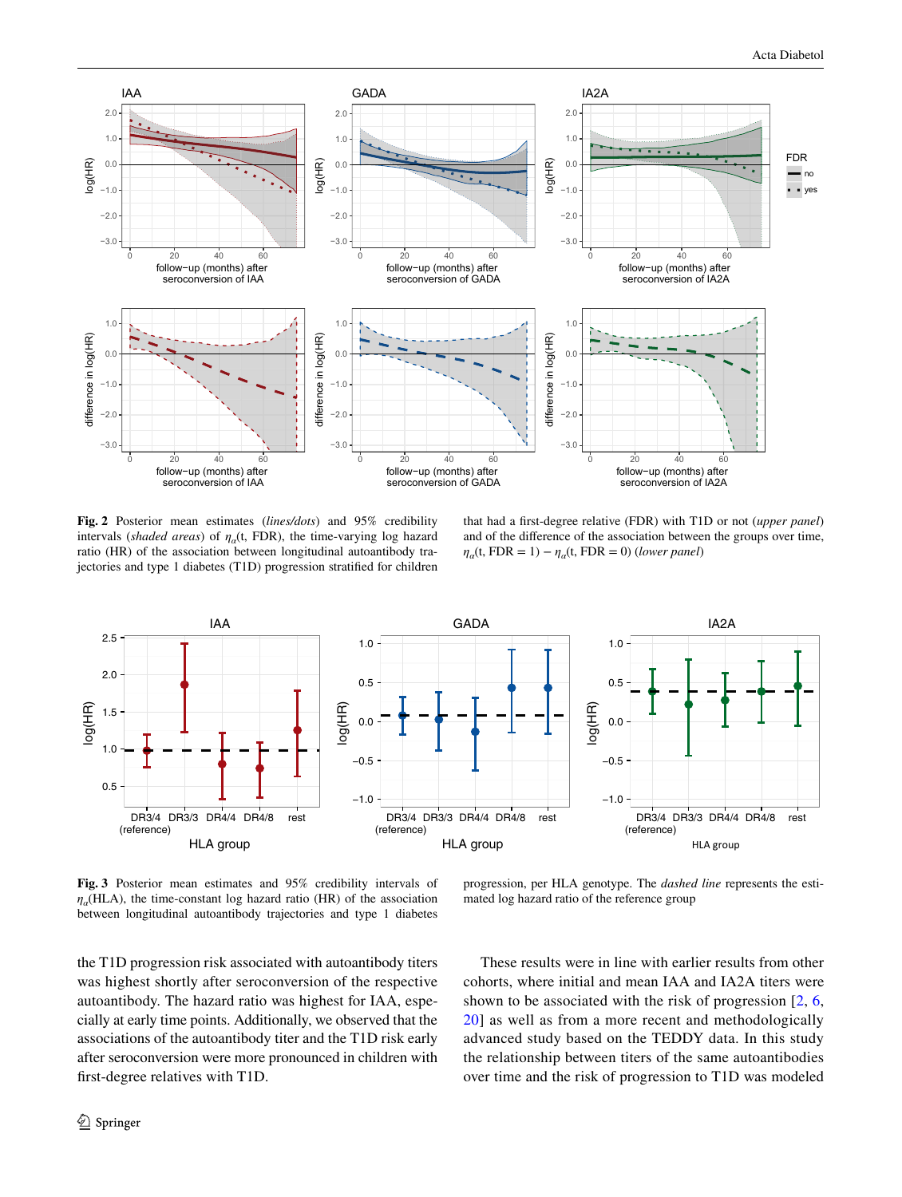**Fig. 2** Posterior mean estimates (*lines/dots*) and 95% credibility intervals (*shaded areas*) of $\eta_\alpha(t, \text{FDR})$, the time-varying log hazard ratio (HR) of the association between longitudinal autoantibody trajectories and type 1 diabetes (T1D) progression stratified for children that had a first-degree relative (FDR) with T1D or not (*upper panel*) and of the difference of the association between the groups over time, $\eta_\alpha(t, \text{FDR} = 1) - \eta_\alpha(t, \text{FDR} = 0)$ (*lower panel*)

**Fig. 3** Posterior mean estimates and 95% credibility intervals of $\eta_\alpha(\text{HLA})$, the time-constant log hazard ratio (HR) of the association between longitudinal autoantibody trajectories and type 1 diabetes progression, per HLA genotype. The *dashed line* represents the estimated log hazard ratio of the reference group

the T1D progression risk associated with autoantibody titers was highest shortly after seroconversion of the respective autoantibody. The hazard ratio was highest for IAA, especially at early time points. Additionally, we observed that the associations of the autoantibody titer and the T1D risk early after seroconversion were more pronounced in children with first-degree relatives with T1D.

These results were in line with earlier results from other cohorts, where initial and mean IAA and IA2A titers were shown to be associated with the risk of progression [2, 6, 20] as well as from a more recent and methodologically advanced study based on the TEDDY data. In this study the relationship between titers of the same autoantibodies over time and the risk of progression to T1D was modeled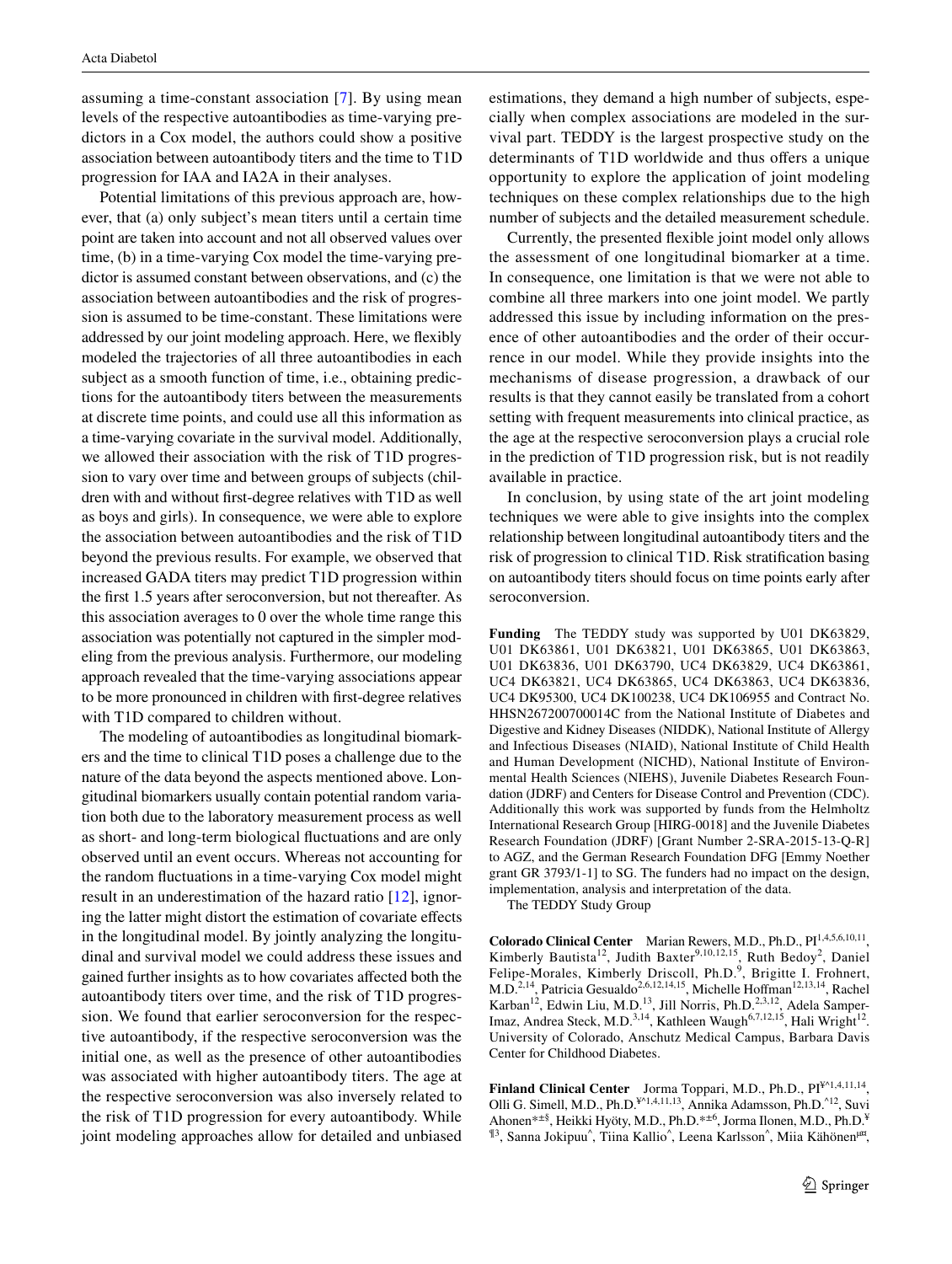assuming a time-constant association [7]. By using mean levels of the respective autoantibodies as time-varying predictors in a Cox model, the authors could show a positive association between autoantibody titers and the time to T1D progression for IAA and IA2A in their analyses.

Potential limitations of this previous approach are, however, that (a) only subject's mean titers until a certain time point are taken into account and not all observed values over time, (b) in a time-varying Cox model the time-varying predictor is assumed constant between observations, and (c) the association between autoantibodies and the risk of progression is assumed to be time-constant. These limitations were addressed by our joint modeling approach. Here, we flexibly modeled the trajectories of all three autoantibodies in each subject as a smooth function of time, i.e., obtaining predictions for the autoantibody titers between the measurements at discrete time points, and could use all this information as a time-varying covariate in the survival model. Additionally, we allowed their association with the risk of T1D progression to vary over time and between groups of subjects (children with and without first-degree relatives with T1D as well as boys and girls). In consequence, we were able to explore the association between autoantibodies and the risk of T1D beyond the previous results. For example, we observed that increased GADA titers may predict T1D progression within the first 1.5 years after seroconversion, but not thereafter. As this association averages to 0 over the whole time range this association was potentially not captured in the simpler modeling from the previous analysis. Furthermore, our modeling approach revealed that the time-varying associations appear to be more pronounced in children with first-degree relatives with T1D compared to children without.

The modeling of autoantibodies as longitudinal biomarkers and the time to clinical T1D poses a challenge due to the nature of the data beyond the aspects mentioned above. Longitudinal biomarkers usually contain potential random variation both due to the laboratory measurement process as well as short- and long-term biological fluctuations and are only observed until an event occurs. Whereas not accounting for the random fluctuations in a time-varying Cox model might result in an underestimation of the hazard ratio [12], ignoring the latter might distort the estimation of covariate effects in the longitudinal model. By jointly analyzing the longitudinal and survival model we could address these issues and gained further insights as to how covariates affected both the autoantibody titers over time, and the risk of T1D progression. We found that earlier seroconversion for the respective autoantibody, if the respective seroconversion was the initial one, as well as the presence of other autoantibodies was associated with higher autoantibody titers. The age at the respective seroconversion was also inversely related to the risk of T1D progression for every autoantibody. While joint modeling approaches allow for detailed and unbiased estimations, they demand a high number of subjects, especially when complex associations are modeled in the survival part. TEDDY is the largest prospective study on the determinants of T1D worldwide and thus offers a unique opportunity to explore the application of joint modeling techniques on these complex relationships due to the high number of subjects and the detailed measurement schedule.

Currently, the presented flexible joint model only allows the assessment of one longitudinal biomarker at a time. In consequence, one limitation is that we were not able to combine all three markers into one joint model. We partly addressed this issue by including information on the presence of other autoantibodies and the order of their occurrence in our model. While they provide insights into the mechanisms of disease progression, a drawback of our results is that they cannot easily be translated from a cohort setting with frequent measurements into clinical practice, as the age at the respective seroconversion plays a crucial role in the prediction of T1D progression risk, but is not readily available in practice.

In conclusion, by using state of the art joint modeling techniques we were able to give insights into the complex relationship between longitudinal autoantibody titers and the risk of progression to clinical T1D. Risk stratification basing on autoantibody titers should focus on time points early after seroconversion.

**Funding** The TEDDY study was supported by U01 DK63829, U01 DK63861, U01 DK63821, U01 DK63865, U01 DK63863, U01 DK63836, U01 DK63790, UC4 DK63829, UC4 DK63861, UC4 DK63821, UC4 DK63865, UC4 DK63863, UC4 DK63836, UC4 DK95300, UC4 DK100238, UC4 DK106955 and Contract No. HHSN267200700014C from the National Institute of Diabetes and Digestive and Kidney Diseases (NIDDK), National Institute of Allergy and Infectious Diseases (NIAID), National Institute of Child Health and Human Development (NICHD), National Institute of Environmental Health Sciences (NIEHS), Juvenile Diabetes Research Foundation (JDRF) and Centers for Disease Control and Prevention (CDC). Additionally this work was supported by funds from the Helmholtz International Research Group [HIRG-0018] and the Juvenile Diabetes Research Foundation (JDRF) [Grant Number 2-SRA-2015-13-Q-R] to AGZ, and the German Research Foundation DFG [Emmy Noether grant GR 3793/1-1] to SG. The funders had no impact on the design, implementation, analysis and interpretation of the data.

The TEDDY Study Group

**Colorado Clinical Center** Marian Rewers, M.D., Ph.D., PI[1,4,5,6,10,11], Kimberly Bautista[12], Judith Baxter[9,10,12,15], Ruth Bedoy[2], Daniel Felipe-Morales, Kimberly Driscoll, Ph.D.[9], Brigitte I. Frohnert, M.D.[2,14], Patricia Gesualdo[2,6,12,14,15], Michelle Hoffman[12,13,14], Rachel Karban[12], Edwin Liu, M.D.[13], Jill Norris, Ph.D.[2,3,12], Adela Samper-Imaz, Andrea Steck, M.D.[3,14], Kathleen Waugh[6,7,12,15], Hali Wright[12]. University of Colorado, Anschutz Medical Campus, Barbara Davis Center for Childhood Diabetes.

**Finland Clinical Center** Jorma Toppari, M.D., Ph.D., PI[¥^1,4,11,14], Olli G. Simell, M.D., Ph.D.[¥^1,4,11,13], Annika Adamsson, Ph.D.[^12], Suvi Ahonen[*±§], Heikki Hyöty, M.D., Ph.D.[*±6], Jorma Ilonen, M.D., Ph.D.[¥¶3], Sanna Jokipuu[^], Tiina Kallio[^], Leena Karlsson[^], Miia Kähönen[µ¤],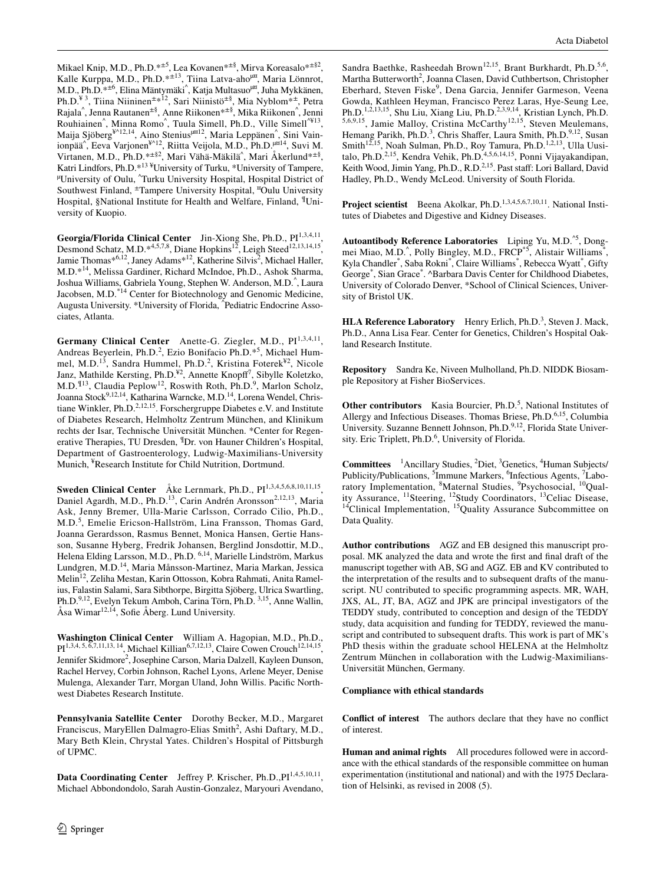Mikael Knip, M.D., Ph.D.*±[5], Lea Kovanen*±§, Mirva Koreasalo*±§[2], Kalle Kurppa, M.D., Ph.D.*±[13], Tiina Latva-aho[µ¤], Maria Lönnrot, M.D., Ph.D.*±[6], Elina Mäntymäki^, Katja Multasuo[µ¤], Juha Mykkänen, Ph.D.[¥ 3], Tiina Niininen±*[12], Sari Niinistö±§, Mia Nyblom*±, Petra Rajala^, Jenna Rautanen±§, Anne Riikonen*±§, Mika Riikonen^, Jenni Rouhiainen^, Minna Romo^, Tuula Simell, Ph.D., Ville Simell^¥[13], Maija Sjöberg¥^[12,14], Aino Stenius[µ¤12], Maria Leppänen^, Sini Vainionpää^, Eeva Varjonen¥^[12], Riitta Veijola, M.D., Ph.D.[µ¤14], Suvi M. Virtanen, M.D., Ph.D.*±§[2], Mari Vähä-Mäkilä^, Mari Åkerlund*±§, Katri Lindfors, Ph.D.*[13] ¥University of Turku, *University of Tampere, µUniversity of Oulu, ^Turku University Hospital, Hospital District of Southwest Finland, ±Tampere University Hospital, ¤Oulu University Hospital, §National Institute for Health and Welfare, Finland, ¶University of Kuopio.

**Georgia/Florida Clinical Center** Jin-Xiong She, Ph.D., PI[1,3,4,11], Desmond Schatz, M.D.*[4,5,7,8], Diane Hopkins[12], Leigh Steed[12,13,14,15], Jamie Thomas*[6,12], Janey Adams*[12], Katherine Silvis[2], Michael Haller, M.D.*[14], Melissa Gardiner, Richard McIndoe, Ph.D., Ashok Sharma, Joshua Williams, Gabriela Young, Stephen W. Anderson, M.D.^, Laura Jacobsen, M.D.*[14] Center for Biotechnology and Genomic Medicine, Augusta University. *University of Florida, ^Pediatric Endocrine Associates, Atlanta.

**Germany Clinical Center** Anette-G. Ziegler, M.D., PI[1,3,4,11], Andreas Beyerlein, Ph.D.[2], Ezio Bonifacio Ph.D.*[5], Michael Hummel, M.D.[13], Sandra Hummel, Ph.D.[2], Kristina Foterek¥[2], Nicole Janz, Mathilde Kersting, Ph.D.¥[2], Annette Knopff[7], Sibylle Koletzko, M.D.¶[13], Claudia Peplow[12], Roswith Roth, Ph.D.[9], Marlon Scholz, Joanna Stock[9,12,14], Katharina Warncke, M.D.[14], Lorena Wendel, Christiane Winkler, Ph.D.[2,12,15]. Forschergruppe Diabetes e.V. and Institute of Diabetes Research, Helmholtz Zentrum München, and Klinikum rechts der Isar, Technische Universität München. *Center for Regenerative Therapies, TU Dresden, ¶Dr. von Hauner Children's Hospital, Department of Gastroenterology, Ludwig-Maximilians-University Munich, ¥Research Institute for Child Nutrition, Dortmund.

**Sweden Clinical Center** Åke Lernmark, Ph.D., PI[1,3,4,5,6,8,10,11,15], Daniel Agardh, M.D., Ph.D.[13], Carin Andrén Aronsson[2,12,13], Maria Ask, Jenny Bremer, Ulla-Marie Carlsson, Corrado Cilio, Ph.D., M.D.[5], Emelie Ericson-Hallström, Lina Fransson, Thomas Gard, Joanna Gerardsson, Rasmus Bennet, Monica Hansen, Gertie Hansson, Susanne Hyberg, Fredrik Johansen, Berglind Jonsdottir, M.D., Helena Elding Larsson, M.D., Ph.D. [6,14], Marielle Lindström, Markus Lundgren, M.D.[14], Maria Månsson-Martinez, Maria Markan, Jessica Melin[12], Zeliha Mestan, Karin Ottosson, Kobra Rahmati, Anita Ramelius, Falastin Salami, Sara Sibthorpe, Birgitta Sjöberg, Ulrica Swartling, Ph.D.[9,12], Evelyn Tekum Amboh, Carina Törn, Ph.D. [3,15], Anne Wallin, Åsa Wimar[12,14], Sofie Åberg. Lund University.

**Washington Clinical Center** William A. Hagopian, M.D., Ph.D., PI[1,3,4,5,6,7,11,13,14], Michael Killian[6,7,12,13], Claire Cowen Crouch[12,14,15], Jennifer Skidmore[2], Josephine Carson, Maria Dalzell, Kayleen Dunson, Rachel Hervey, Corbin Johnson, Rachel Lyons, Arlene Meyer, Denise Mulenga, Alexander Tarr, Morgan Uland, John Willis. Pacific Northwest Diabetes Research Institute.

**Pennsylvania Satellite Center** Dorothy Becker, M.D., Margaret Franciscus, MaryEllen Dalmagro-Elias Smith[2], Ashi Daftary, M.D., Mary Beth Klein, Chrystal Yates. Children's Hospital of Pittsburgh of UPMC.

**Data Coordinating Center** Jeffrey P. Krischer, Ph.D.,PI[1,4,5,10,11], Michael Abbondondolo, Sarah Austin-Gonzalez, Maryouri Avendano, Sandra Baethke, Rasheedah Brown[12,15], Brant Burkhardt, Ph.D.[5,6], Martha Butterworth[2], Joanna Clasen, David Cuthbertson, Christopher Eberhard, Steven Fiske[9], Dena Garcia, Jennifer Garmeson, Veena Gowda, Kathleen Heyman, Francisco Perez Laras, Hye-Seung Lee, Ph.D.[1,2,13,15], Shu Liu, Xiang Liu, Ph.D.[2,3,9,14], Kristian Lynch, Ph.D.[5,6,9,15], Jamie Malloy, Cristina McCarthy[12,15], Steven Meulemans, Hemang Parikh, Ph.D.[3], Chris Shaffer, Laura Smith, Ph.D.[9,12], Susan Smith[12,15], Noah Sulman, Ph.D., Roy Tamura, Ph.D.[1,2,13], Ulla Uusitalo, Ph.D.[2,15], Kendra Vehik, Ph.D.[4,5,6,14,15], Ponni Vijayakandipan, Keith Wood, Jimin Yang, Ph.D., R.D.[2,15]. Past staff: Lori Ballard, David Hadley, Ph.D., Wendy McLeod. University of South Florida.

**Project scientist** Beena Akolkar, Ph.D.[1,3,4,5,6,7,10,11]. National Institutes of Diabetes and Digestive and Kidney Diseases.

**Autoantibody Reference Laboratories** Liping Yu, M.D.^[5], Dongmei Miao, M.D.^, Polly Bingley, M.D., FRCP*[5], Alistair Williams*, Kyla Chandler*, Saba Rokni*, Claire Williams*, Rebecca Wyatt*, Gifty George*, Sian Grace*. ^Barbara Davis Center for Childhood Diabetes, University of Colorado Denver, *School of Clinical Sciences, University of Bristol UK.

**HLA Reference Laboratory** Henry Erlich, Ph.D.[3], Steven J. Mack, Ph.D., Anna Lisa Fear. Center for Genetics, Children's Hospital Oakland Research Institute.

**Repository** Sandra Ke, Niveen Mulholland, Ph.D. NIDDK Biosample Repository at Fisher BioServices.

**Other contributors** Kasia Bourcier, Ph.D.[5], National Institutes of Allergy and Infectious Diseases. Thomas Briese, Ph.D.[6,15], Columbia University. Suzanne Bennett Johnson, Ph.D.[9,12], Florida State University. Eric Triplett, Ph.D.[6], University of Florida.

**Committees** [1]Ancillary Studies, [2]Diet, [3]Genetics, [4]Human Subjects/Publicity/Publications, [5]Immune Markers, [6]Infectious Agents, [7]Laboratory Implementation, [8]Maternal Studies, [9]Psychosocial, [10]Quality Assurance, [11]Steering, [12]Study Coordinators, [13]Celiac Disease, [14]Clinical Implementation, [15]Quality Assurance Subcommittee on Data Quality.

**Author contributions** AGZ and EB designed this manuscript proposal. MK analyzed the data and wrote the first and final draft of the manuscript together with AB, SG and AGZ. EB and KV contributed to the interpretation of the results and to subsequent drafts of the manuscript. NU contributed to specific programming aspects. MR, WAH, JXS, AL, JT, BA, AGZ and JPK are principal investigators of the TEDDY study, contributed to conception and design of the TEDDY study, data acquisition and funding for TEDDY, reviewed the manuscript and contributed to subsequent drafts. This work is part of MK's PhD thesis within the graduate school HELENA at the Helmholtz Zentrum München in collaboration with the Ludwig-Maximilians-Universität München, Germany.

**Compliance with ethical standards**

**Conflict of interest** The authors declare that they have no conflict of interest.

**Human and animal rights** All procedures followed were in accordance with the ethical standards of the responsible committee on human experimentation (institutional and national) and with the 1975 Declaration of Helsinki, as revised in 2008 (5).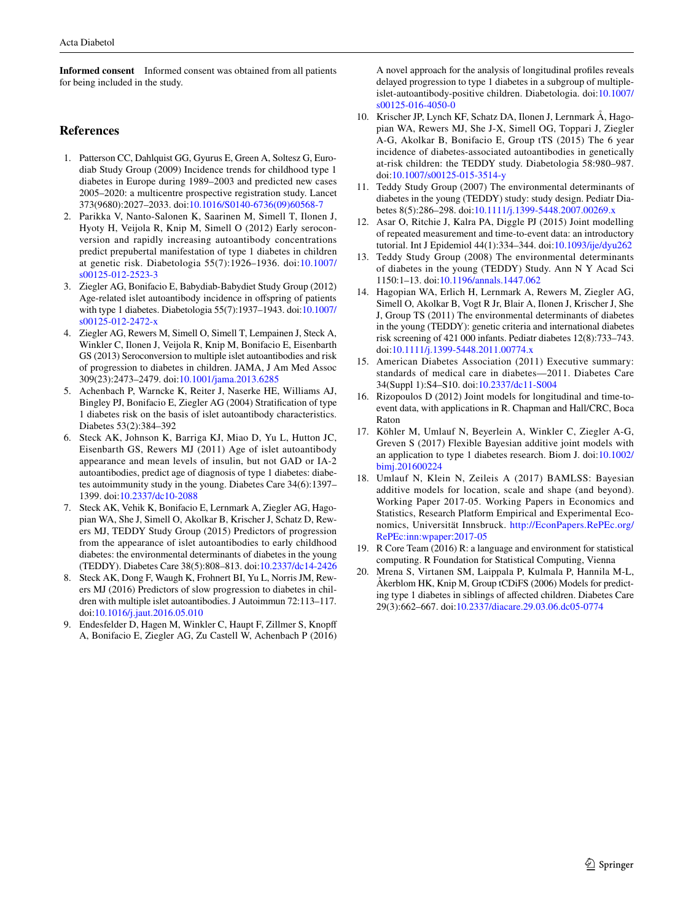**Informed consent** Informed consent was obtained from all patients for being included in the study.

## References

1. Patterson CC, Dahlquist GG, Gyurus E, Green A, Soltesz G, Eurodiab Study Group (2009) Incidence trends for childhood type 1 diabetes in Europe during 1989–2003 and predicted new cases 2005–2020: a multicentre prospective registration study. Lancet 373(9680):2027–2033. doi:10.1016/S0140-6736(09)60568-7
2. Parikka V, Nanto-Salonen K, Saarinen M, Simell T, Ilonen J, Hyoty H, Veijola R, Knip M, Simell O (2012) Early seroconversion and rapidly increasing autoantibody concentrations predict prepubertal manifestation of type 1 diabetes in children at genetic risk. Diabetologia 55(7):1926–1936. doi:10.1007/s00125-012-2523-3
3. Ziegler AG, Bonifacio E, Babydiab-Babydiet Study Group (2012) Age-related islet autoantibody incidence in offspring of patients with type 1 diabetes. Diabetologia 55(7):1937–1943. doi:10.1007/s00125-012-2472-x
4. Ziegler AG, Rewers M, Simell O, Simell T, Lempainen J, Steck A, Winkler C, Ilonen J, Veijola R, Knip M, Bonifacio E, Eisenbarth GS (2013) Seroconversion to multiple islet autoantibodies and risk of progression to diabetes in children. JAMA, J Am Med Assoc 309(23):2473–2479. doi:10.1001/jama.2013.6285
5. Achenbach P, Warncke K, Reiter J, Naserke HE, Williams AJ, Bingley PJ, Bonifacio E, Ziegler AG (2004) Stratification of type 1 diabetes risk on the basis of islet autoantibody characteristics. Diabetes 53(2):384–392
6. Steck AK, Johnson K, Barriga KJ, Miao D, Yu L, Hutton JC, Eisenbarth GS, Rewers MJ (2011) Age of islet autoantibody appearance and mean levels of insulin, but not GAD or IA-2 autoantibodies, predict age of diagnosis of type 1 diabetes: diabetes autoimmunity study in the young. Diabetes Care 34(6):1397–1399. doi:10.2337/dc10-2088
7. Steck AK, Vehik K, Bonifacio E, Lernmark A, Ziegler AG, Hagopian WA, She J, Simell O, Akolkar B, Krischer J, Schatz D, Rewers MJ, TEDDY Study Group (2015) Predictors of progression from the appearance of islet autoantibodies to early childhood diabetes: the environmental determinants of diabetes in the young (TEDDY). Diabetes Care 38(5):808–813. doi:10.2337/dc14-2426
8. Steck AK, Dong F, Waugh K, Frohnert BI, Yu L, Norris JM, Rewers MJ (2016) Predictors of slow progression to diabetes in children with multiple islet autoantibodies. J Autoimmun 72:113–117. doi:10.1016/j.jaut.2016.05.010
9. Endesfelder D, Hagen M, Winkler C, Haupt F, Zillmer S, Knopff A, Bonifacio E, Ziegler AG, Zu Castell W, Achenbach P (2016) A novel approach for the analysis of longitudinal profiles reveals delayed progression to type 1 diabetes in a subgroup of multiple-islet-autoantibody-positive children. Diabetologia. doi:10.1007/s00125-016-4050-0
10. Krischer JP, Lynch KF, Schatz DA, Ilonen J, Lernmark Å, Hagopian WA, Rewers MJ, She J-X, Simell OG, Toppari J, Ziegler A-G, Akolkar B, Bonifacio E, Group tTS (2015) The 6 year incidence of diabetes-associated autoantibodies in genetically at-risk children: the TEDDY study. Diabetologia 58:980–987. doi:10.1007/s00125-015-3514-y
11. Teddy Study Group (2007) The environmental determinants of diabetes in the young (TEDDY) study: study design. Pediatr Diabetes 8(5):286–298. doi:10.1111/j.1399-5448.2007.00269.x
12. Asar O, Ritchie J, Kalra PA, Diggle PJ (2015) Joint modelling of repeated measurement and time-to-event data: an introductory tutorial. Int J Epidemiol 44(1):334–344. doi:10.1093/ije/dyu262
13. Teddy Study Group (2008) The environmental determinants of diabetes in the young (TEDDY) Study. Ann N Y Acad Sci 1150:1–13. doi:10.1196/annals.1447.062
14. Hagopian WA, Erlich H, Lernmark A, Rewers M, Ziegler AG, Simell O, Akolkar B, Vogt R Jr, Blair A, Ilonen J, Krischer J, She J, Group TS (2011) The environmental determinants of diabetes in the young (TEDDY): genetic criteria and international diabetes risk screening of 421 000 infants. Pediatr diabetes 12(8):733–743. doi:10.1111/j.1399-5448.2011.00774.x
15. American Diabetes Association (2011) Executive summary: standards of medical care in diabetes—2011. Diabetes Care 34(Suppl 1):S4–S10. doi:10.2337/dc11-S004
16. Rizopoulos D (2012) Joint models for longitudinal and time-to-event data, with applications in R. Chapman and Hall/CRC, Boca Raton
17. Köhler M, Umlauf N, Beyerlein A, Winkler C, Ziegler A-G, Greven S (2017) Flexible Bayesian additive joint models with an application to type 1 diabetes research. Biom J. doi:10.1002/bimj.201600224
18. Umlauf N, Klein N, Zeileis A (2017) BAMLSS: Bayesian additive models for location, scale and shape (and beyond). Working Paper 2017-05. Working Papers in Economics and Statistics, Research Platform Empirical and Experimental Economics, Universität Innsbruck. http://EconPapers.RePEc.org/RePEc:inn:wpaper:2017-05
19. R Core Team (2016) R: a language and environment for statistical computing. R Foundation for Statistical Computing, Vienna
20. Mrena S, Virtanen SM, Laippala P, Kulmala P, Hannila M-L, Åkerblom HK, Knip M, Group tCDiFS (2006) Models for predicting type 1 diabetes in siblings of affected children. Diabetes Care 29(3):662–667. doi:10.2337/diacare.29.03.06.dc05-0774